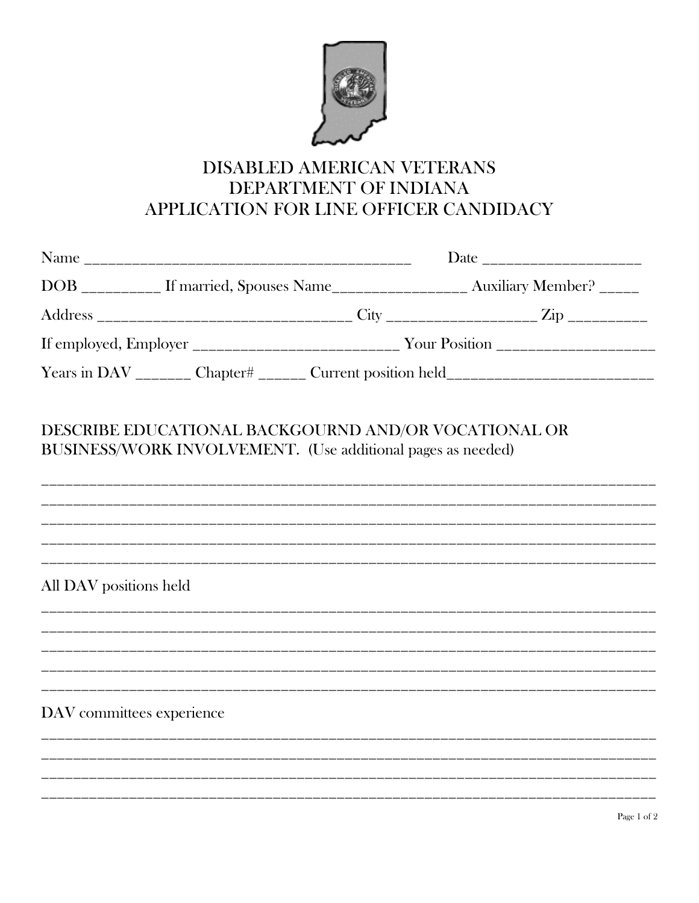# DISABLED AMERICAN VETERANS
# DEPARTMENT OF INDIANA
# APPLICATION FOR LINE OFFICER CANDIDACY

Name ___________________________________________ Date ____________________

DOB __________ If married, Spouses Name_________________ Auxiliary Member? _____

Address _________________________________ City ___________________ Zip __________

If employed, Employer ___________________________ Your Position ____________________

Years in DAV _______ Chapter# ______ Current position held___________________________

DESCRIBE EDUCATIONAL BACKGOURND AND/OR VOCATIONAL OR BUSINESS/WORK INVOLVEMENT. (Use additional pages as needed)

_______________________________________________________________________________

_______________________________________________________________________________

_______________________________________________________________________________

_______________________________________________________________________________

_______________________________________________________________________________

All DAV positions held

_______________________________________________________________________________

_______________________________________________________________________________

_______________________________________________________________________________

_______________________________________________________________________________

_______________________________________________________________________________

DAV committees experience

_______________________________________________________________________________

_______________________________________________________________________________

_______________________________________________________________________________

_______________________________________________________________________________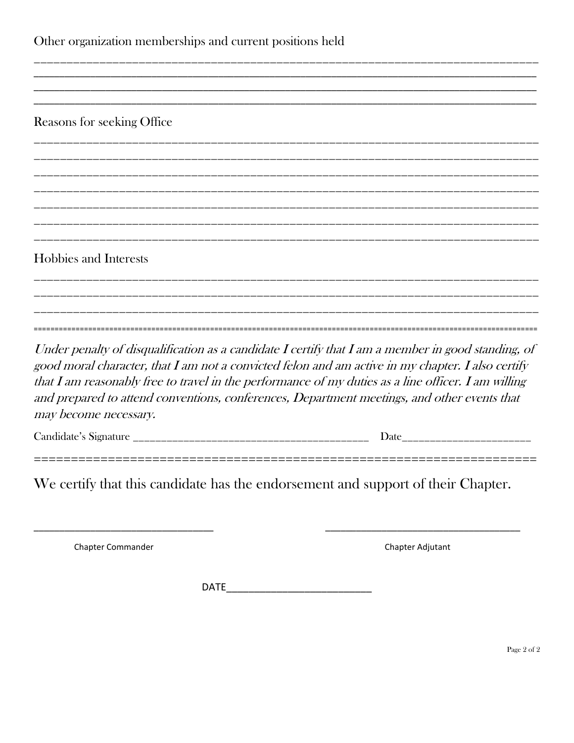Other organization memberships and current positions held

________________________________________________________________________________
________________________________________________________________________________
________________________________________________________________________________
________________________________________________________________________________

Reasons for seeking Office

________________________________________________________________________________
________________________________________________________________________________
________________________________________________________________________________
________________________________________________________________________________
________________________________________________________________________________
________________________________________________________________________________
________________________________________________________________________________

Hobbies and Interests

________________________________________________________________________________
________________________________________________________________________________
________________________________________________________________________________

================================================================================

*Under penalty of disqualification as a candidate I certify that I am a member in good standing, of good moral character, that I am not a convicted felon and am active in my chapter. I also certify that I am reasonably free to travel in the performance of my duties as a line officer. I am willing and prepared to attend conventions, conferences, Department meetings, and other events that may become necessary.*

Candidate's Signature ___________________________________________ Date______________________

================================================================================

We certify that this candidate has the endorsement and support of their Chapter.

________________________________ ________________________________

Chapter Commander Chapter Adjutant

DATE__________________________